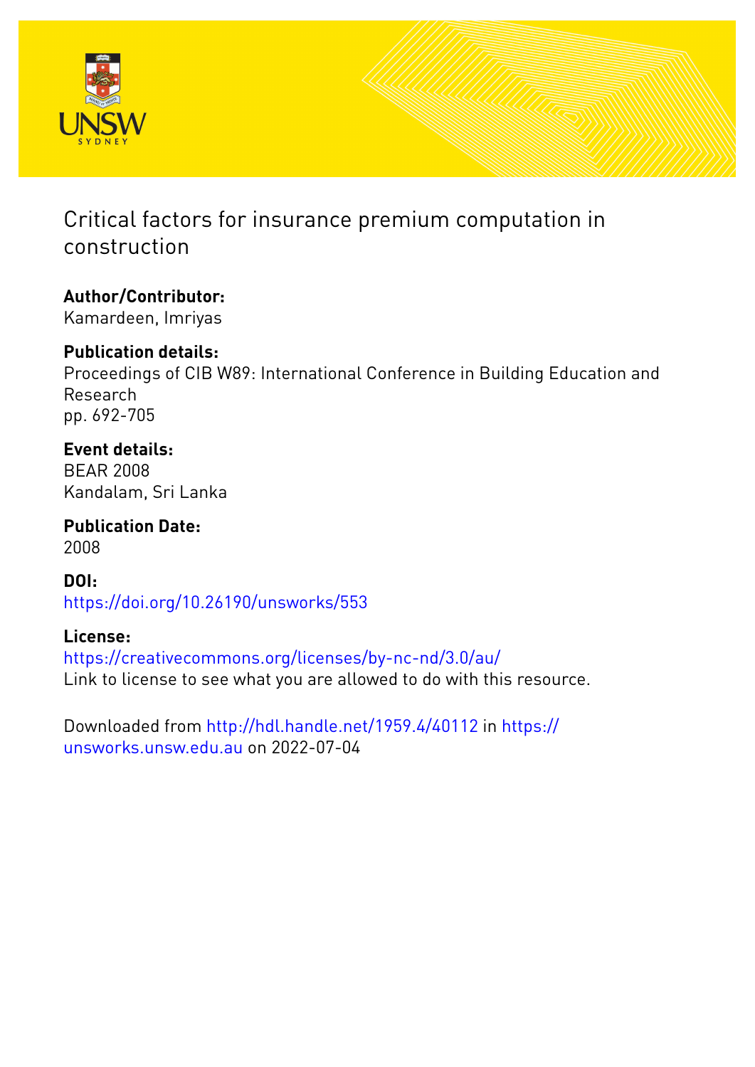# Critical factors for insurance premium computation in construction

**Author/Contributor:**
Kamardeen, Imriyas

**Publication details:**
Proceedings of CIB W89: International Conference in Building Education and Research
pp. 692-705

**Event details:**
BEAR 2008
Kandalam, Sri Lanka

**Publication Date:**
2008

**DOI:**
https://doi.org/10.26190/unsworks/553

**License:**
https://creativecommons.org/licenses/by-nc-nd/3.0/au/
Link to license to see what you are allowed to do with this resource.

Downloaded from http://hdl.handle.net/1959.4/40112 in https://unsworks.unsw.edu.au on 2022-07-04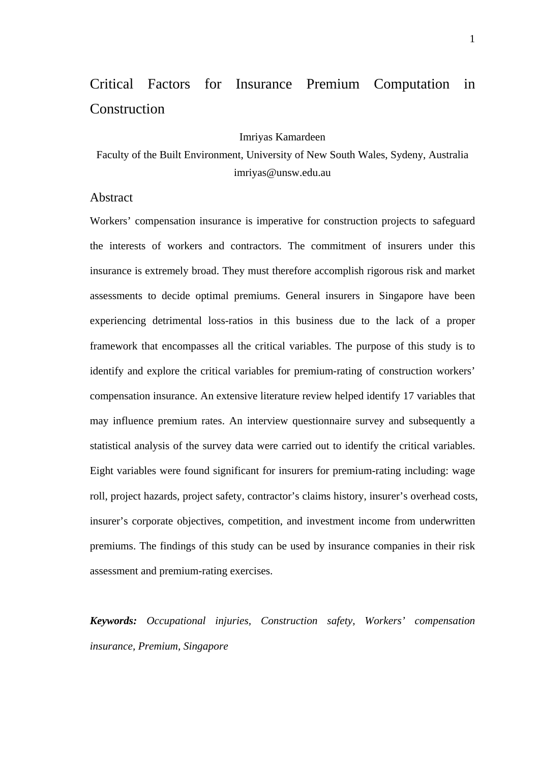# Critical Factors for Insurance Premium Computation in Construction

Imriyas Kamardeen

Faculty of the Built Environment, University of New South Wales, Sydeny, Australia

imriyas@unsw.edu.au

## Abstract

Workers' compensation insurance is imperative for construction projects to safeguard the interests of workers and contractors. The commitment of insurers under this insurance is extremely broad. They must therefore accomplish rigorous risk and market assessments to decide optimal premiums. General insurers in Singapore have been experiencing detrimental loss-ratios in this business due to the lack of a proper framework that encompasses all the critical variables. The purpose of this study is to identify and explore the critical variables for premium-rating of construction workers' compensation insurance. An extensive literature review helped identify 17 variables that may influence premium rates. An interview questionnaire survey and subsequently a statistical analysis of the survey data were carried out to identify the critical variables. Eight variables were found significant for insurers for premium-rating including: wage roll, project hazards, project safety, contractor's claims history, insurer's overhead costs, insurer's corporate objectives, competition, and investment income from underwritten premiums. The findings of this study can be used by insurance companies in their risk assessment and premium-rating exercises.

***Keywords:*** *Occupational injuries, Construction safety, Workers' compensation insurance, Premium, Singapore*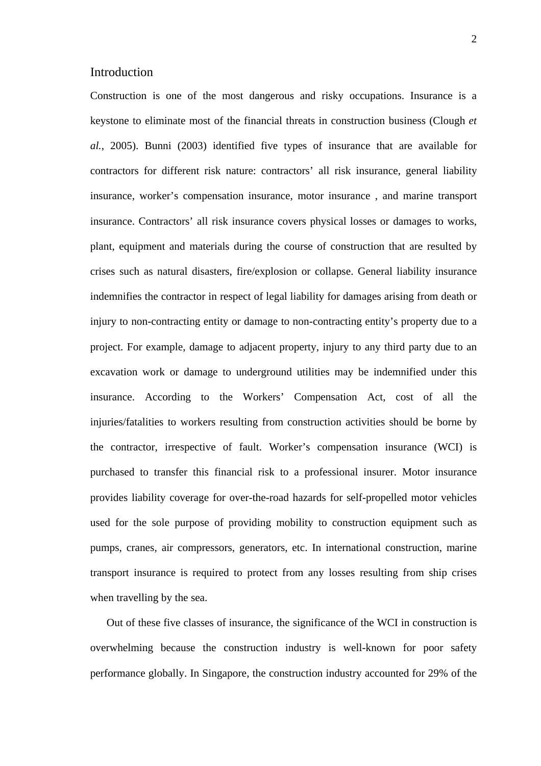## Introduction

Construction is one of the most dangerous and risky occupations. Insurance is a keystone to eliminate most of the financial threats in construction business (Clough *et al.*, 2005). Bunni (2003) identified five types of insurance that are available for contractors for different risk nature: contractors' all risk insurance, general liability insurance, worker's compensation insurance, motor insurance , and marine transport insurance. Contractors' all risk insurance covers physical losses or damages to works, plant, equipment and materials during the course of construction that are resulted by crises such as natural disasters, fire/explosion or collapse. General liability insurance indemnifies the contractor in respect of legal liability for damages arising from death or injury to non-contracting entity or damage to non-contracting entity's property due to a project. For example, damage to adjacent property, injury to any third party due to an excavation work or damage to underground utilities may be indemnified under this insurance. According to the Workers' Compensation Act, cost of all the injuries/fatalities to workers resulting from construction activities should be borne by the contractor, irrespective of fault. Worker's compensation insurance (WCI) is purchased to transfer this financial risk to a professional insurer. Motor insurance provides liability coverage for over-the-road hazards for self-propelled motor vehicles used for the sole purpose of providing mobility to construction equipment such as pumps, cranes, air compressors, generators, etc. In international construction, marine transport insurance is required to protect from any losses resulting from ship crises when travelling by the sea.

Out of these five classes of insurance, the significance of the WCI in construction is overwhelming because the construction industry is well-known for poor safety performance globally. In Singapore, the construction industry accounted for 29% of the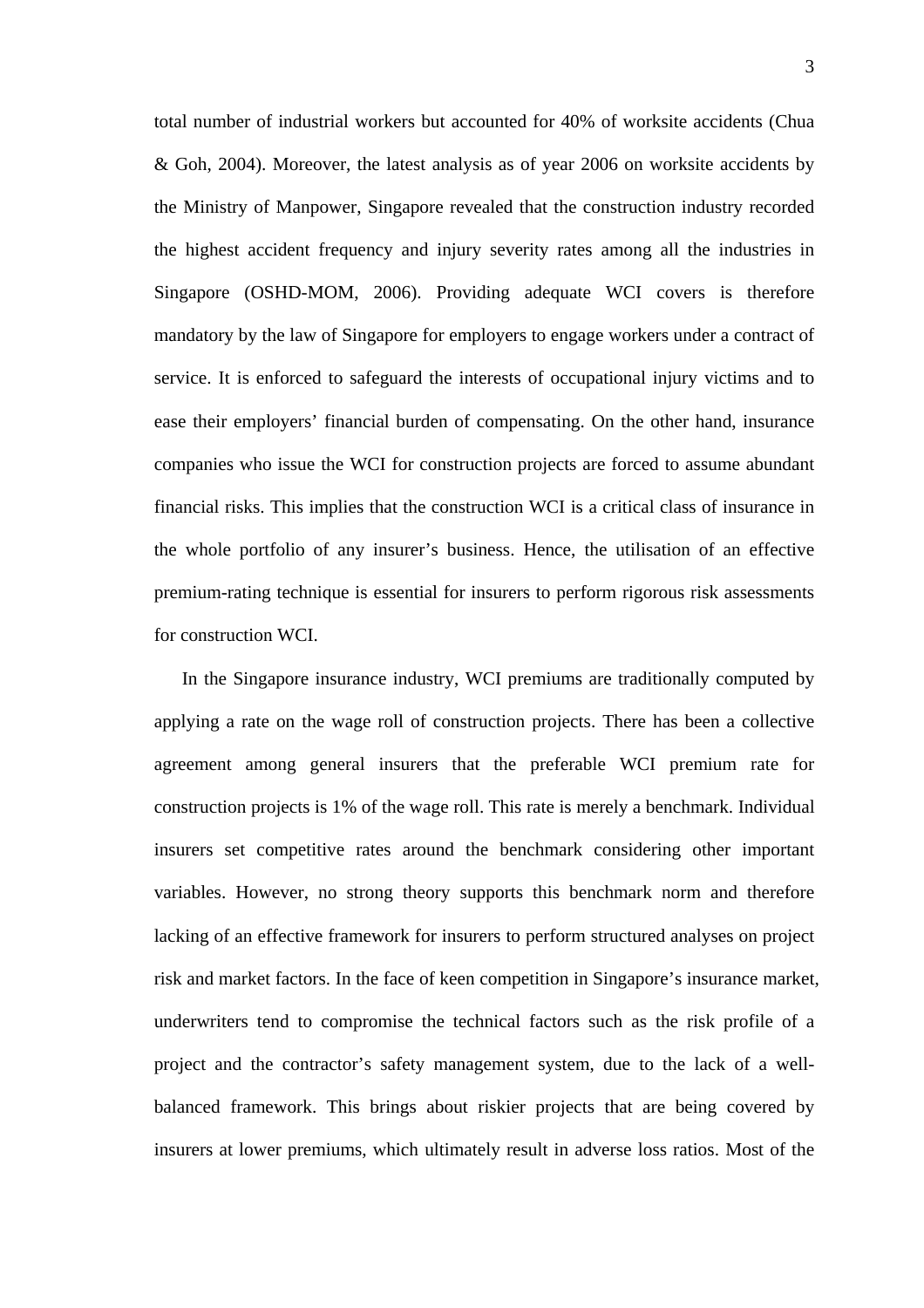total number of industrial workers but accounted for 40% of worksite accidents (Chua & Goh, 2004). Moreover, the latest analysis as of year 2006 on worksite accidents by the Ministry of Manpower, Singapore revealed that the construction industry recorded the highest accident frequency and injury severity rates among all the industries in Singapore (OSHD-MOM, 2006). Providing adequate WCI covers is therefore mandatory by the law of Singapore for employers to engage workers under a contract of service. It is enforced to safeguard the interests of occupational injury victims and to ease their employers' financial burden of compensating. On the other hand, insurance companies who issue the WCI for construction projects are forced to assume abundant financial risks. This implies that the construction WCI is a critical class of insurance in the whole portfolio of any insurer's business. Hence, the utilisation of an effective premium-rating technique is essential for insurers to perform rigorous risk assessments for construction WCI.

In the Singapore insurance industry, WCI premiums are traditionally computed by applying a rate on the wage roll of construction projects. There has been a collective agreement among general insurers that the preferable WCI premium rate for construction projects is 1% of the wage roll. This rate is merely a benchmark. Individual insurers set competitive rates around the benchmark considering other important variables. However, no strong theory supports this benchmark norm and therefore lacking of an effective framework for insurers to perform structured analyses on project risk and market factors. In the face of keen competition in Singapore's insurance market, underwriters tend to compromise the technical factors such as the risk profile of a project and the contractor's safety management system, due to the lack of a well-balanced framework. This brings about riskier projects that are being covered by insurers at lower premiums, which ultimately result in adverse loss ratios. Most of the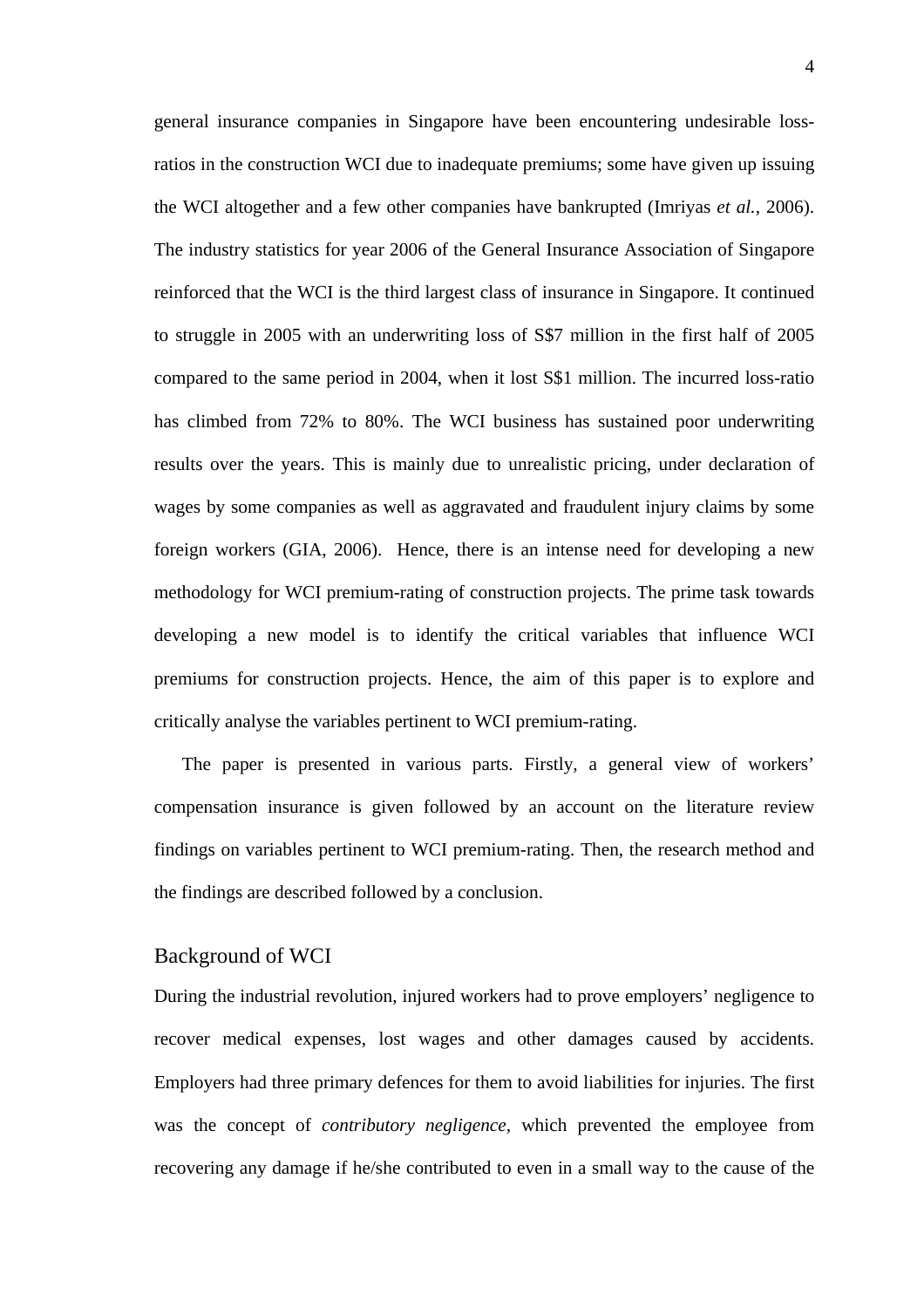general insurance companies in Singapore have been encountering undesirable loss-ratios in the construction WCI due to inadequate premiums; some have given up issuing the WCI altogether and a few other companies have bankrupted (Imriyas *et al.*, 2006). The industry statistics for year 2006 of the General Insurance Association of Singapore reinforced that the WCI is the third largest class of insurance in Singapore. It continued to struggle in 2005 with an underwriting loss of S$7 million in the first half of 2005 compared to the same period in 2004, when it lost S$1 million. The incurred loss-ratio has climbed from 72% to 80%. The WCI business has sustained poor underwriting results over the years. This is mainly due to unrealistic pricing, under declaration of wages by some companies as well as aggravated and fraudulent injury claims by some foreign workers (GIA, 2006). Hence, there is an intense need for developing a new methodology for WCI premium-rating of construction projects. The prime task towards developing a new model is to identify the critical variables that influence WCI premiums for construction projects. Hence, the aim of this paper is to explore and critically analyse the variables pertinent to WCI premium-rating.

The paper is presented in various parts. Firstly, a general view of workers' compensation insurance is given followed by an account on the literature review findings on variables pertinent to WCI premium-rating. Then, the research method and the findings are described followed by a conclusion.

## Background of WCI

During the industrial revolution, injured workers had to prove employers' negligence to recover medical expenses, lost wages and other damages caused by accidents. Employers had three primary defences for them to avoid liabilities for injuries. The first was the concept of *contributory negligence*, which prevented the employee from recovering any damage if he/she contributed to even in a small way to the cause of the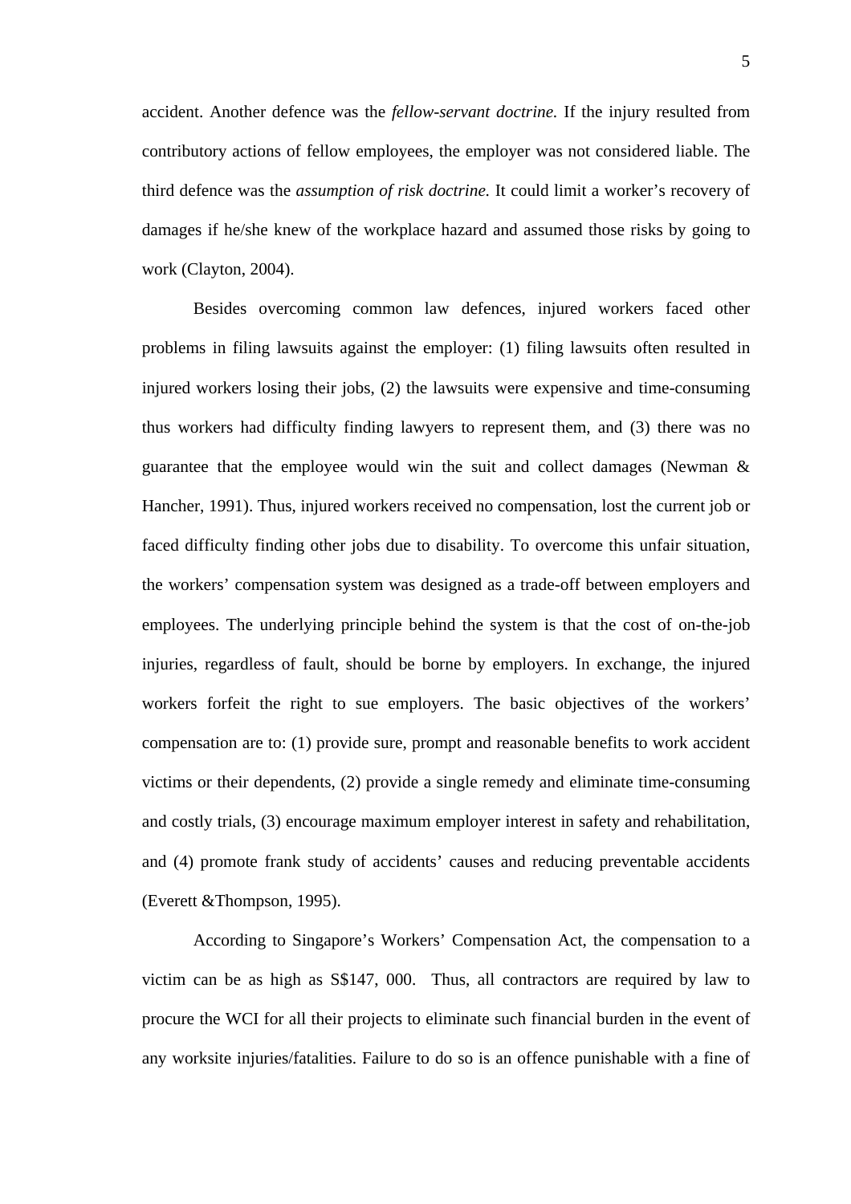accident. Another defence was the *fellow-servant doctrine.* If the injury resulted from contributory actions of fellow employees, the employer was not considered liable. The third defence was the *assumption of risk doctrine.* It could limit a worker's recovery of damages if he/she knew of the workplace hazard and assumed those risks by going to work (Clayton, 2004).

Besides overcoming common law defences, injured workers faced other problems in filing lawsuits against the employer: (1) filing lawsuits often resulted in injured workers losing their jobs, (2) the lawsuits were expensive and time-consuming thus workers had difficulty finding lawyers to represent them, and (3) there was no guarantee that the employee would win the suit and collect damages (Newman & Hancher, 1991). Thus, injured workers received no compensation, lost the current job or faced difficulty finding other jobs due to disability. To overcome this unfair situation, the workers' compensation system was designed as a trade-off between employers and employees. The underlying principle behind the system is that the cost of on-the-job injuries, regardless of fault, should be borne by employers. In exchange, the injured workers forfeit the right to sue employers. The basic objectives of the workers' compensation are to: (1) provide sure, prompt and reasonable benefits to work accident victims or their dependents, (2) provide a single remedy and eliminate time-consuming and costly trials, (3) encourage maximum employer interest in safety and rehabilitation, and (4) promote frank study of accidents' causes and reducing preventable accidents (Everett &Thompson, 1995).

According to Singapore's Workers' Compensation Act, the compensation to a victim can be as high as S$147, 000. Thus, all contractors are required by law to procure the WCI for all their projects to eliminate such financial burden in the event of any worksite injuries/fatalities. Failure to do so is an offence punishable with a fine of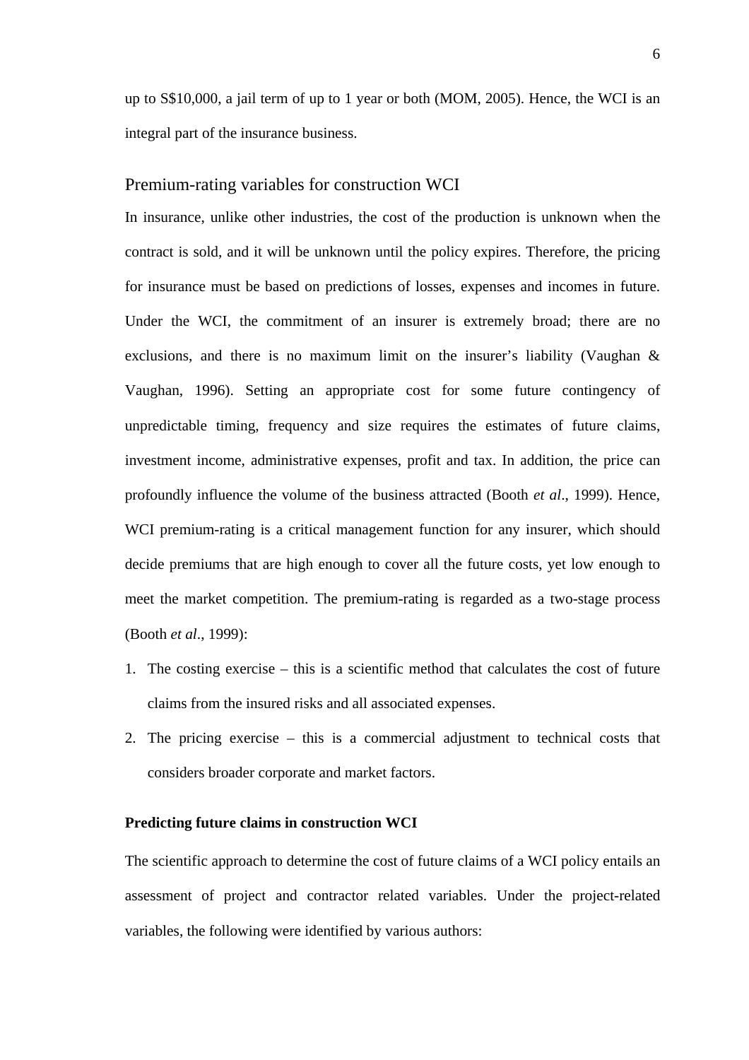up to S$10,000, a jail term of up to 1 year or both (MOM, 2005). Hence, the WCI is an integral part of the insurance business.

## Premium-rating variables for construction WCI

In insurance, unlike other industries, the cost of the production is unknown when the contract is sold, and it will be unknown until the policy expires. Therefore, the pricing for insurance must be based on predictions of losses, expenses and incomes in future. Under the WCI, the commitment of an insurer is extremely broad; there are no exclusions, and there is no maximum limit on the insurer's liability (Vaughan & Vaughan, 1996). Setting an appropriate cost for some future contingency of unpredictable timing, frequency and size requires the estimates of future claims, investment income, administrative expenses, profit and tax. In addition, the price can profoundly influence the volume of the business attracted (Booth *et al*., 1999). Hence, WCI premium-rating is a critical management function for any insurer, which should decide premiums that are high enough to cover all the future costs, yet low enough to meet the market competition. The premium-rating is regarded as a two-stage process (Booth *et al*., 1999):

1. The costing exercise – this is a scientific method that calculates the cost of future claims from the insured risks and all associated expenses.
2. The pricing exercise – this is a commercial adjustment to technical costs that considers broader corporate and market factors.

### Predicting future claims in construction WCI

The scientific approach to determine the cost of future claims of a WCI policy entails an assessment of project and contractor related variables. Under the project-related variables, the following were identified by various authors: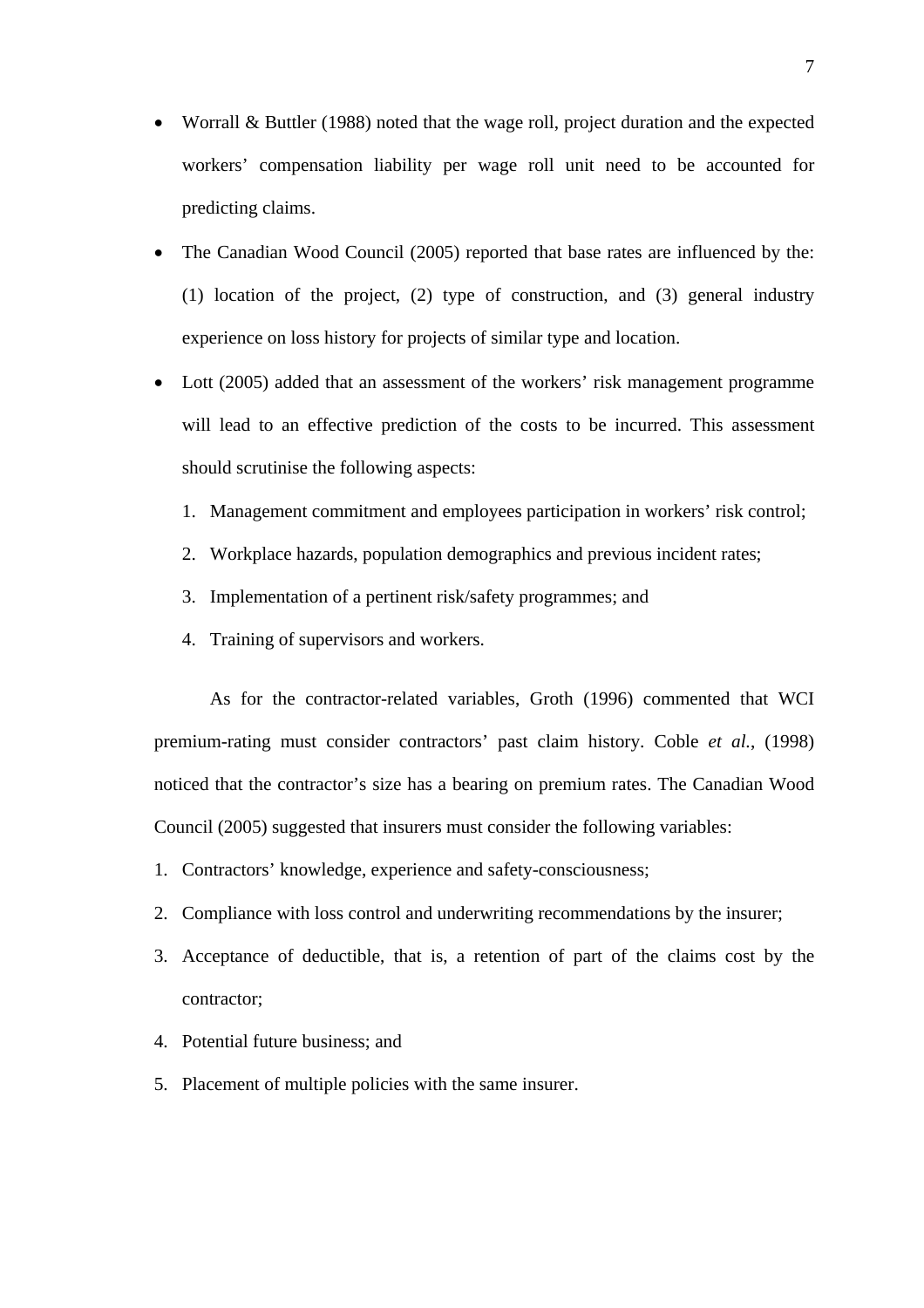- Worrall & Buttler (1988) noted that the wage roll, project duration and the expected workers' compensation liability per wage roll unit need to be accounted for predicting claims.
- The Canadian Wood Council (2005) reported that base rates are influenced by the: (1) location of the project, (2) type of construction, and (3) general industry experience on loss history for projects of similar type and location.
- Lott (2005) added that an assessment of the workers' risk management programme will lead to an effective prediction of the costs to be incurred. This assessment should scrutinise the following aspects:
  1. Management commitment and employees participation in workers' risk control;
  2. Workplace hazards, population demographics and previous incident rates;
  3. Implementation of a pertinent risk/safety programmes; and
  4. Training of supervisors and workers.

As for the contractor-related variables, Groth (1996) commented that WCI premium-rating must consider contractors' past claim history. Coble *et al.*, (1998) noticed that the contractor's size has a bearing on premium rates. The Canadian Wood Council (2005) suggested that insurers must consider the following variables:

1. Contractors' knowledge, experience and safety-consciousness;
2. Compliance with loss control and underwriting recommendations by the insurer;
3. Acceptance of deductible, that is, a retention of part of the claims cost by the contractor;
4. Potential future business; and
5. Placement of multiple policies with the same insurer.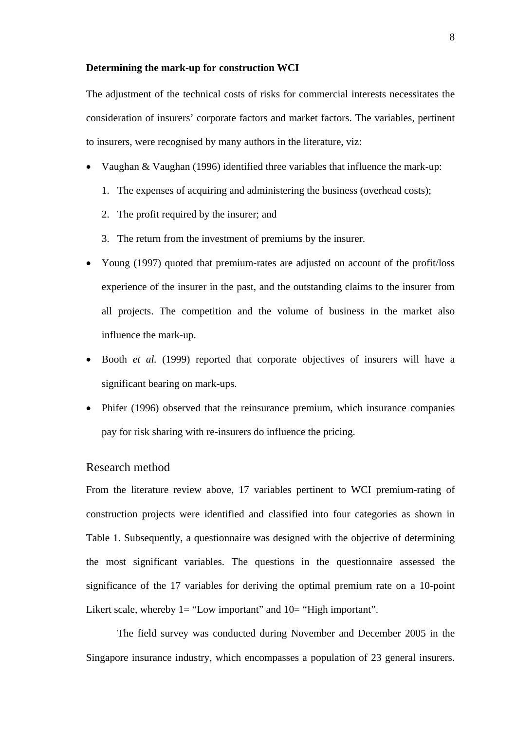**Determining the mark-up for construction WCI**

The adjustment of the technical costs of risks for commercial interests necessitates the consideration of insurers' corporate factors and market factors. The variables, pertinent to insurers, were recognised by many authors in the literature, viz:

- Vaughan & Vaughan (1996) identified three variables that influence the mark-up:
    1. The expenses of acquiring and administering the business (overhead costs);
    2. The profit required by the insurer; and
    3. The return from the investment of premiums by the insurer.
- Young (1997) quoted that premium-rates are adjusted on account of the profit/loss experience of the insurer in the past, and the outstanding claims to the insurer from all projects. The competition and the volume of business in the market also influence the mark-up.
- Booth *et al.* (1999) reported that corporate objectives of insurers will have a significant bearing on mark-ups.
- Phifer (1996) observed that the reinsurance premium, which insurance companies pay for risk sharing with re-insurers do influence the pricing.

## Research method

From the literature review above, 17 variables pertinent to WCI premium-rating of construction projects were identified and classified into four categories as shown in Table 1. Subsequently, a questionnaire was designed with the objective of determining the most significant variables. The questions in the questionnaire assessed the significance of the 17 variables for deriving the optimal premium rate on a 10-point Likert scale, whereby 1= "Low important" and 10= "High important".

The field survey was conducted during November and December 2005 in the Singapore insurance industry, which encompasses a population of 23 general insurers.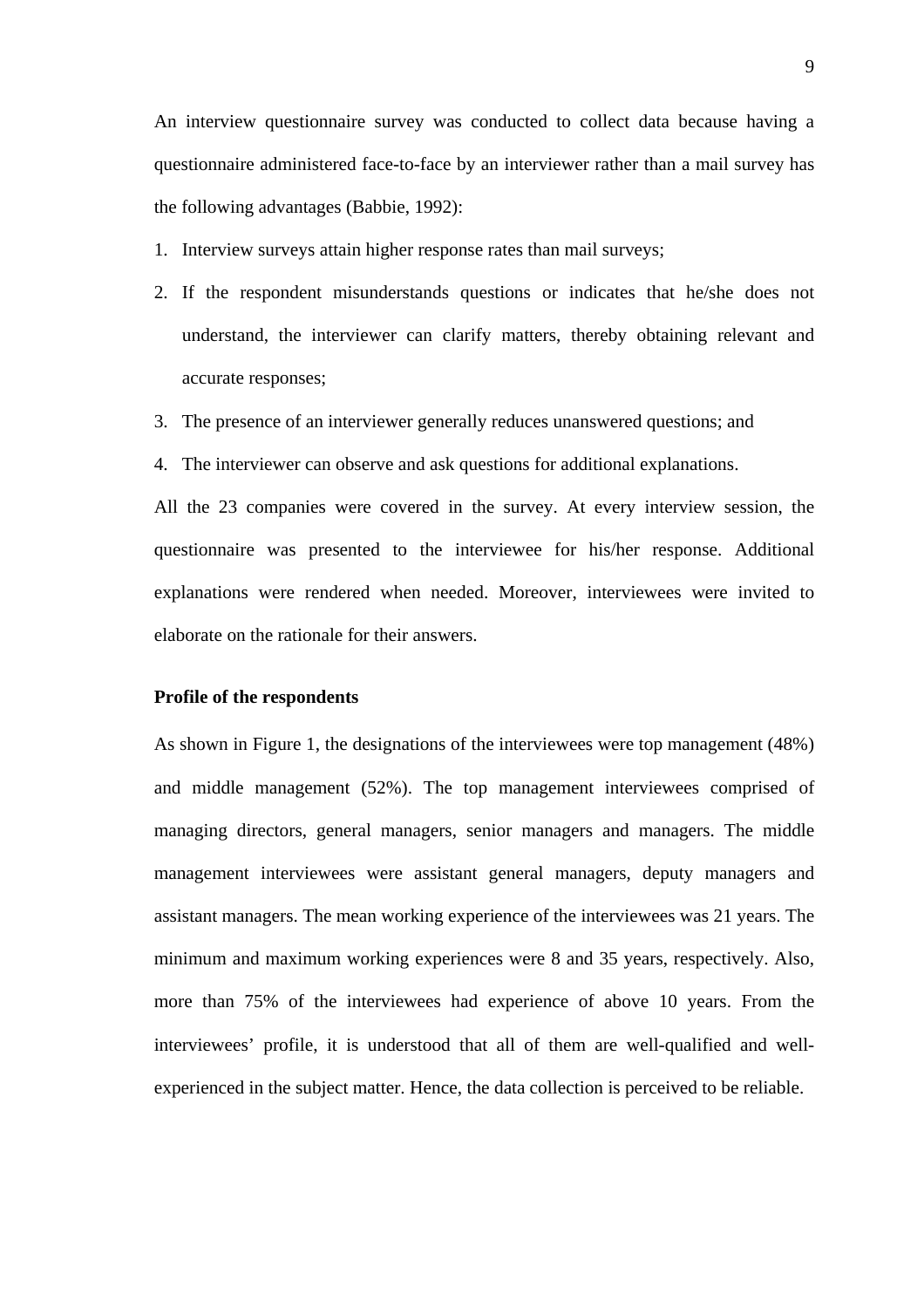An interview questionnaire survey was conducted to collect data because having a questionnaire administered face-to-face by an interviewer rather than a mail survey has the following advantages (Babbie, 1992):

1. Interview surveys attain higher response rates than mail surveys;
2. If the respondent misunderstands questions or indicates that he/she does not understand, the interviewer can clarify matters, thereby obtaining relevant and accurate responses;
3. The presence of an interviewer generally reduces unanswered questions; and
4. The interviewer can observe and ask questions for additional explanations.

All the 23 companies were covered in the survey. At every interview session, the questionnaire was presented to the interviewee for his/her response. Additional explanations were rendered when needed. Moreover, interviewees were invited to elaborate on the rationale for their answers.

**Profile of the respondents**

As shown in Figure 1, the designations of the interviewees were top management (48%) and middle management (52%). The top management interviewees comprised of managing directors, general managers, senior managers and managers. The middle management interviewees were assistant general managers, deputy managers and assistant managers. The mean working experience of the interviewees was 21 years. The minimum and maximum working experiences were 8 and 35 years, respectively. Also, more than 75% of the interviewees had experience of above 10 years. From the interviewees' profile, it is understood that all of them are well-qualified and well-experienced in the subject matter. Hence, the data collection is perceived to be reliable.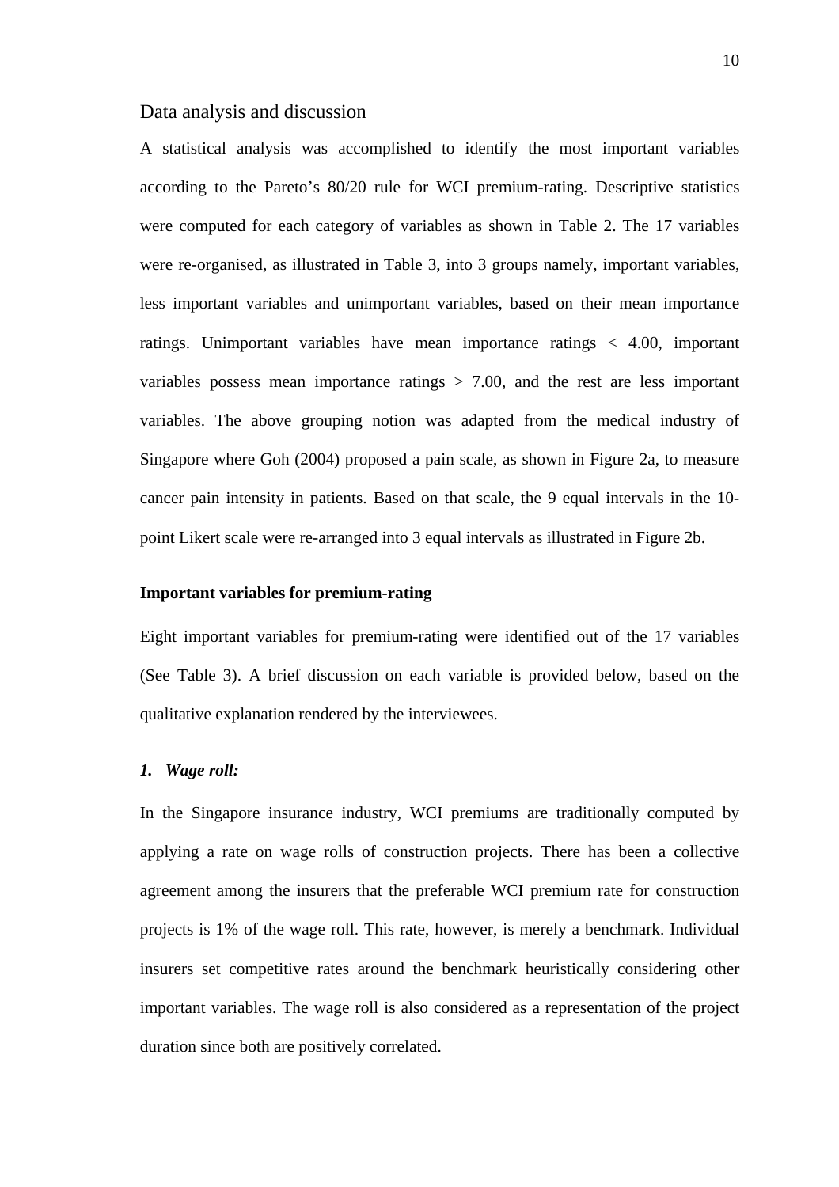## Data analysis and discussion

A statistical analysis was accomplished to identify the most important variables according to the Pareto's 80/20 rule for WCI premium-rating. Descriptive statistics were computed for each category of variables as shown in Table 2. The 17 variables were re-organised, as illustrated in Table 3, into 3 groups namely, important variables, less important variables and unimportant variables, based on their mean importance ratings. Unimportant variables have mean importance ratings < 4.00, important variables possess mean importance ratings > 7.00, and the rest are less important variables. The above grouping notion was adapted from the medical industry of Singapore where Goh (2004) proposed a pain scale, as shown in Figure 2a, to measure cancer pain intensity in patients. Based on that scale, the 9 equal intervals in the 10-point Likert scale were re-arranged into 3 equal intervals as illustrated in Figure 2b.

### Important variables for premium-rating

Eight important variables for premium-rating were identified out of the 17 variables (See Table 3). A brief discussion on each variable is provided below, based on the qualitative explanation rendered by the interviewees.

#### *1. Wage roll:*

In the Singapore insurance industry, WCI premiums are traditionally computed by applying a rate on wage rolls of construction projects. There has been a collective agreement among the insurers that the preferable WCI premium rate for construction projects is 1% of the wage roll. This rate, however, is merely a benchmark. Individual insurers set competitive rates around the benchmark heuristically considering other important variables. The wage roll is also considered as a representation of the project duration since both are positively correlated.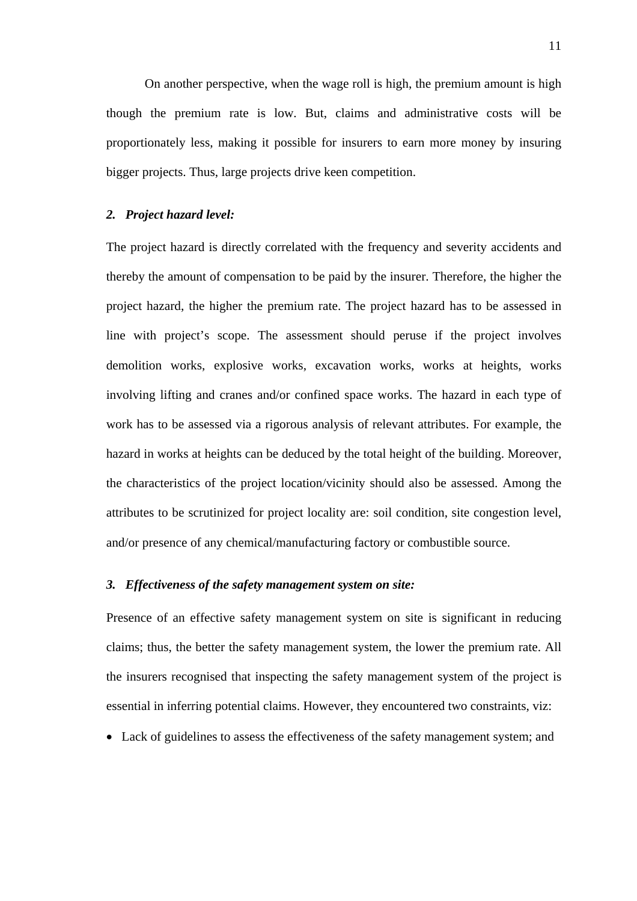On another perspective, when the wage roll is high, the premium amount is high though the premium rate is low. But, claims and administrative costs will be proportionately less, making it possible for insurers to earn more money by insuring bigger projects. Thus, large projects drive keen competition.

***2. Project hazard level:***

The project hazard is directly correlated with the frequency and severity accidents and thereby the amount of compensation to be paid by the insurer. Therefore, the higher the project hazard, the higher the premium rate. The project hazard has to be assessed in line with project's scope. The assessment should peruse if the project involves demolition works, explosive works, excavation works, works at heights, works involving lifting and cranes and/or confined space works. The hazard in each type of work has to be assessed via a rigorous analysis of relevant attributes. For example, the hazard in works at heights can be deduced by the total height of the building. Moreover, the characteristics of the project location/vicinity should also be assessed. Among the attributes to be scrutinized for project locality are: soil condition, site congestion level, and/or presence of any chemical/manufacturing factory or combustible source.

***3. Effectiveness of the safety management system on site:***

Presence of an effective safety management system on site is significant in reducing claims; thus, the better the safety management system, the lower the premium rate. All the insurers recognised that inspecting the safety management system of the project is essential in inferring potential claims. However, they encountered two constraints, viz:

- Lack of guidelines to assess the effectiveness of the safety management system; and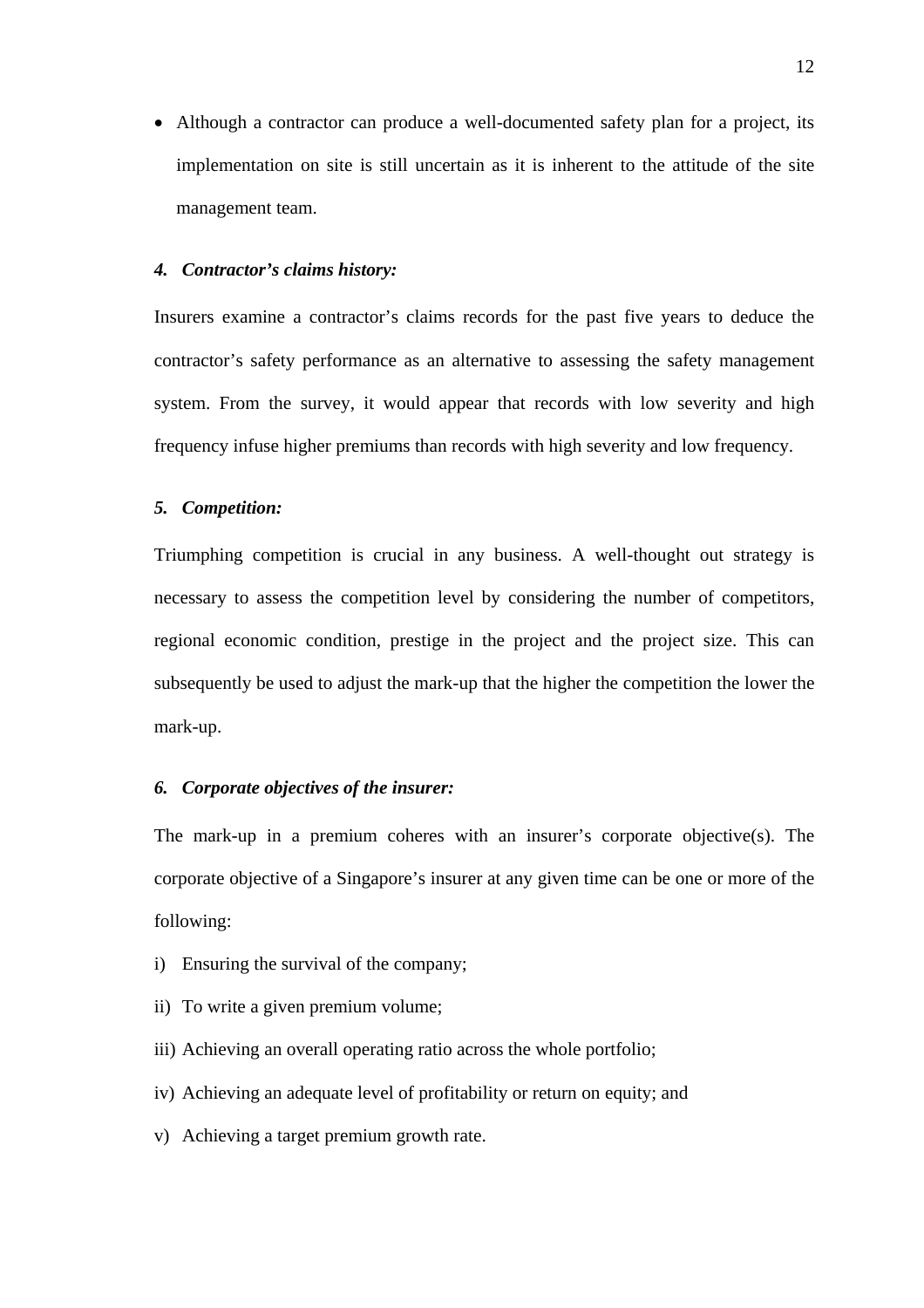- Although a contractor can produce a well-documented safety plan for a project, its implementation on site is still uncertain as it is inherent to the attitude of the site management team.

***4. Contractor's claims history:***

Insurers examine a contractor's claims records for the past five years to deduce the contractor's safety performance as an alternative to assessing the safety management system. From the survey, it would appear that records with low severity and high frequency infuse higher premiums than records with high severity and low frequency.

***5. Competition:***

Triumphing competition is crucial in any business. A well-thought out strategy is necessary to assess the competition level by considering the number of competitors, regional economic condition, prestige in the project and the project size. This can subsequently be used to adjust the mark-up that the higher the competition the lower the mark-up.

***6. Corporate objectives of the insurer:***

The mark-up in a premium coheres with an insurer's corporate objective(s). The corporate objective of a Singapore's insurer at any given time can be one or more of the following:

i) Ensuring the survival of the company;

ii) To write a given premium volume;

iii) Achieving an overall operating ratio across the whole portfolio;

iv) Achieving an adequate level of profitability or return on equity; and

v) Achieving a target premium growth rate.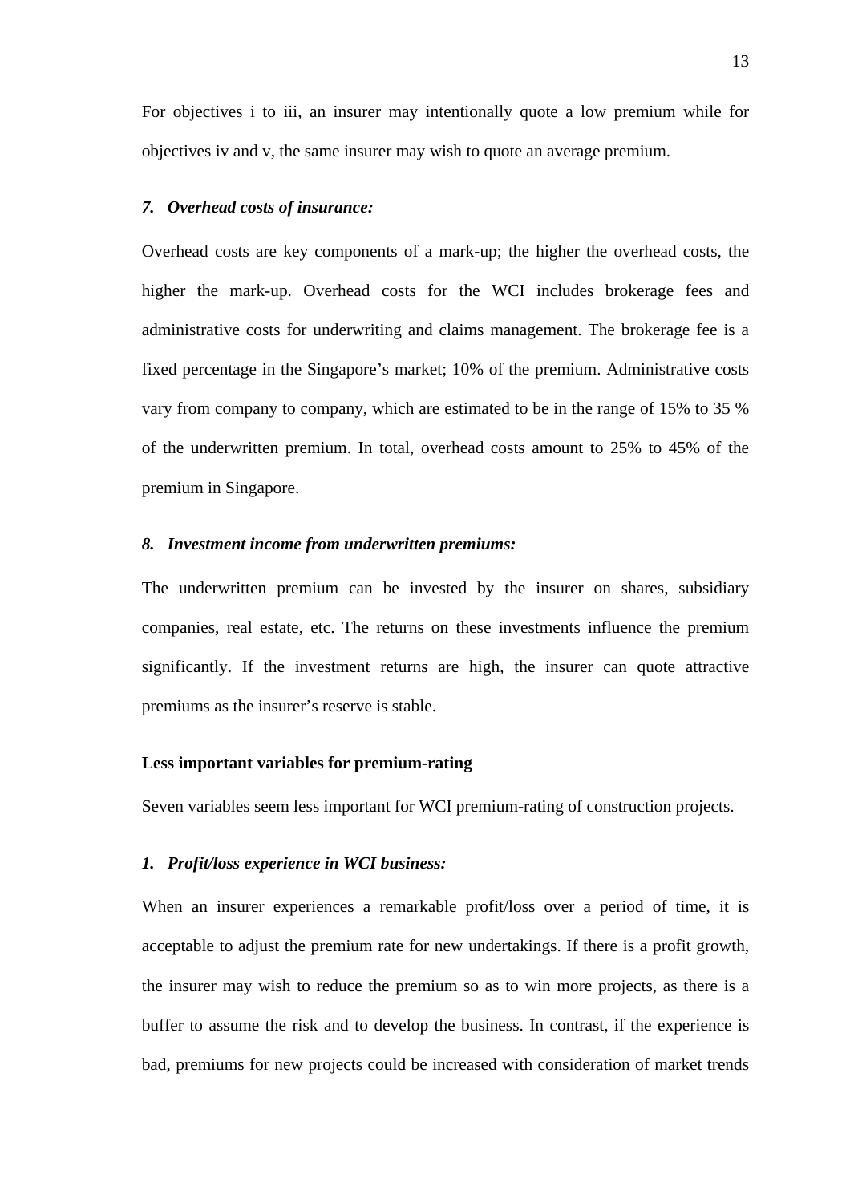For objectives i to iii, an insurer may intentionally quote a low premium while for objectives iv and v, the same insurer may wish to quote an average premium.

***7. Overhead costs of insurance:***

Overhead costs are key components of a mark-up; the higher the overhead costs, the higher the mark-up. Overhead costs for the WCI includes brokerage fees and administrative costs for underwriting and claims management. The brokerage fee is a fixed percentage in the Singapore's market; 10% of the premium. Administrative costs vary from company to company, which are estimated to be in the range of 15% to 35 % of the underwritten premium. In total, overhead costs amount to 25% to 45% of the premium in Singapore.

***8. Investment income from underwritten premiums:***

The underwritten premium can be invested by the insurer on shares, subsidiary companies, real estate, etc. The returns on these investments influence the premium significantly. If the investment returns are high, the insurer can quote attractive premiums as the insurer's reserve is stable.

**Less important variables for premium-rating**

Seven variables seem less important for WCI premium-rating of construction projects.

***1. Profit/loss experience in WCI business:***

When an insurer experiences a remarkable profit/loss over a period of time, it is acceptable to adjust the premium rate for new undertakings. If there is a profit growth, the insurer may wish to reduce the premium so as to win more projects, as there is a buffer to assume the risk and to develop the business. In contrast, if the experience is bad, premiums for new projects could be increased with consideration of market trends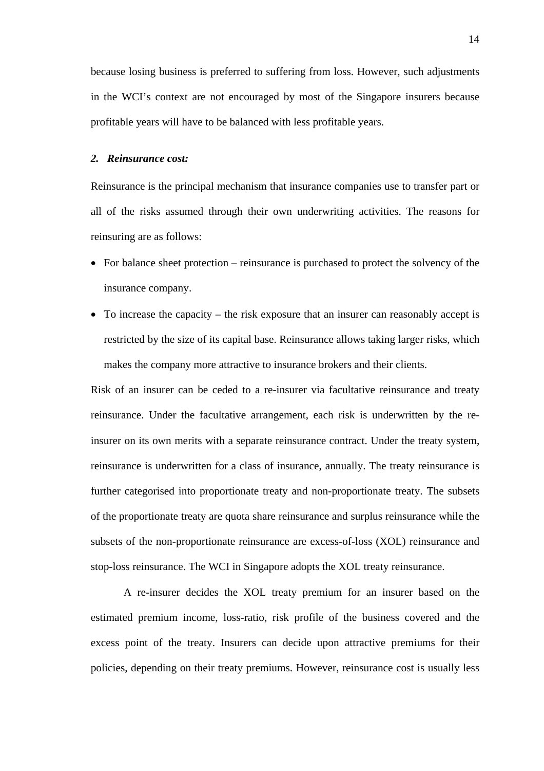because losing business is preferred to suffering from loss. However, such adjustments in the WCI's context are not encouraged by most of the Singapore insurers because profitable years will have to be balanced with less profitable years.

***2. Reinsurance cost:***

Reinsurance is the principal mechanism that insurance companies use to transfer part or all of the risks assumed through their own underwriting activities. The reasons for reinsuring are as follows:

- For balance sheet protection – reinsurance is purchased to protect the solvency of the insurance company.
- To increase the capacity – the risk exposure that an insurer can reasonably accept is restricted by the size of its capital base. Reinsurance allows taking larger risks, which makes the company more attractive to insurance brokers and their clients.

Risk of an insurer can be ceded to a re-insurer via facultative reinsurance and treaty reinsurance. Under the facultative arrangement, each risk is underwritten by the re-insurer on its own merits with a separate reinsurance contract. Under the treaty system, reinsurance is underwritten for a class of insurance, annually. The treaty reinsurance is further categorised into proportionate treaty and non-proportionate treaty. The subsets of the proportionate treaty are quota share reinsurance and surplus reinsurance while the subsets of the non-proportionate reinsurance are excess-of-loss (XOL) reinsurance and stop-loss reinsurance. The WCI in Singapore adopts the XOL treaty reinsurance.

A re-insurer decides the XOL treaty premium for an insurer based on the estimated premium income, loss-ratio, risk profile of the business covered and the excess point of the treaty. Insurers can decide upon attractive premiums for their policies, depending on their treaty premiums. However, reinsurance cost is usually less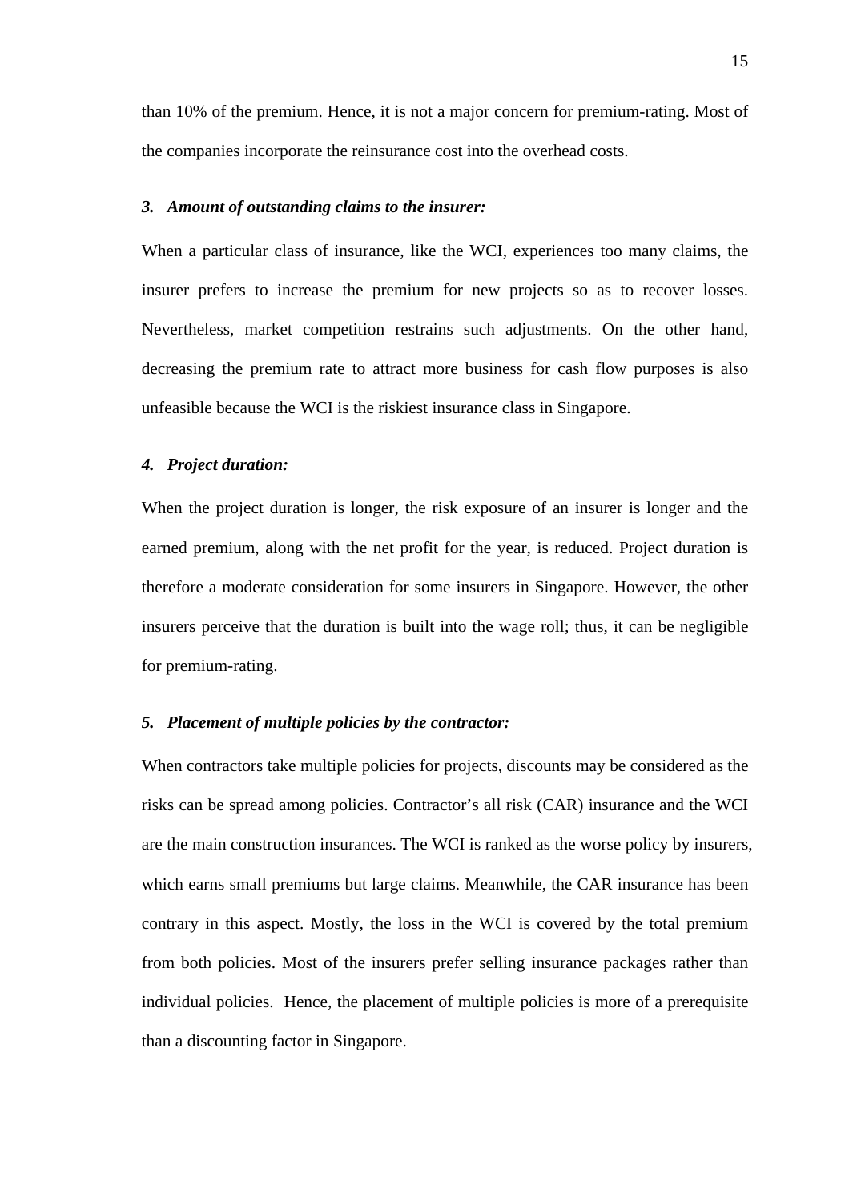than 10% of the premium. Hence, it is not a major concern for premium-rating. Most of the companies incorporate the reinsurance cost into the overhead costs.

***3. Amount of outstanding claims to the insurer:***

When a particular class of insurance, like the WCI, experiences too many claims, the insurer prefers to increase the premium for new projects so as to recover losses. Nevertheless, market competition restrains such adjustments. On the other hand, decreasing the premium rate to attract more business for cash flow purposes is also unfeasible because the WCI is the riskiest insurance class in Singapore.

***4. Project duration:***

When the project duration is longer, the risk exposure of an insurer is longer and the earned premium, along with the net profit for the year, is reduced. Project duration is therefore a moderate consideration for some insurers in Singapore. However, the other insurers perceive that the duration is built into the wage roll; thus, it can be negligible for premium-rating.

***5. Placement of multiple policies by the contractor:***

When contractors take multiple policies for projects, discounts may be considered as the risks can be spread among policies. Contractor's all risk (CAR) insurance and the WCI are the main construction insurances. The WCI is ranked as the worse policy by insurers, which earns small premiums but large claims. Meanwhile, the CAR insurance has been contrary in this aspect. Mostly, the loss in the WCI is covered by the total premium from both policies. Most of the insurers prefer selling insurance packages rather than individual policies. Hence, the placement of multiple policies is more of a prerequisite than a discounting factor in Singapore.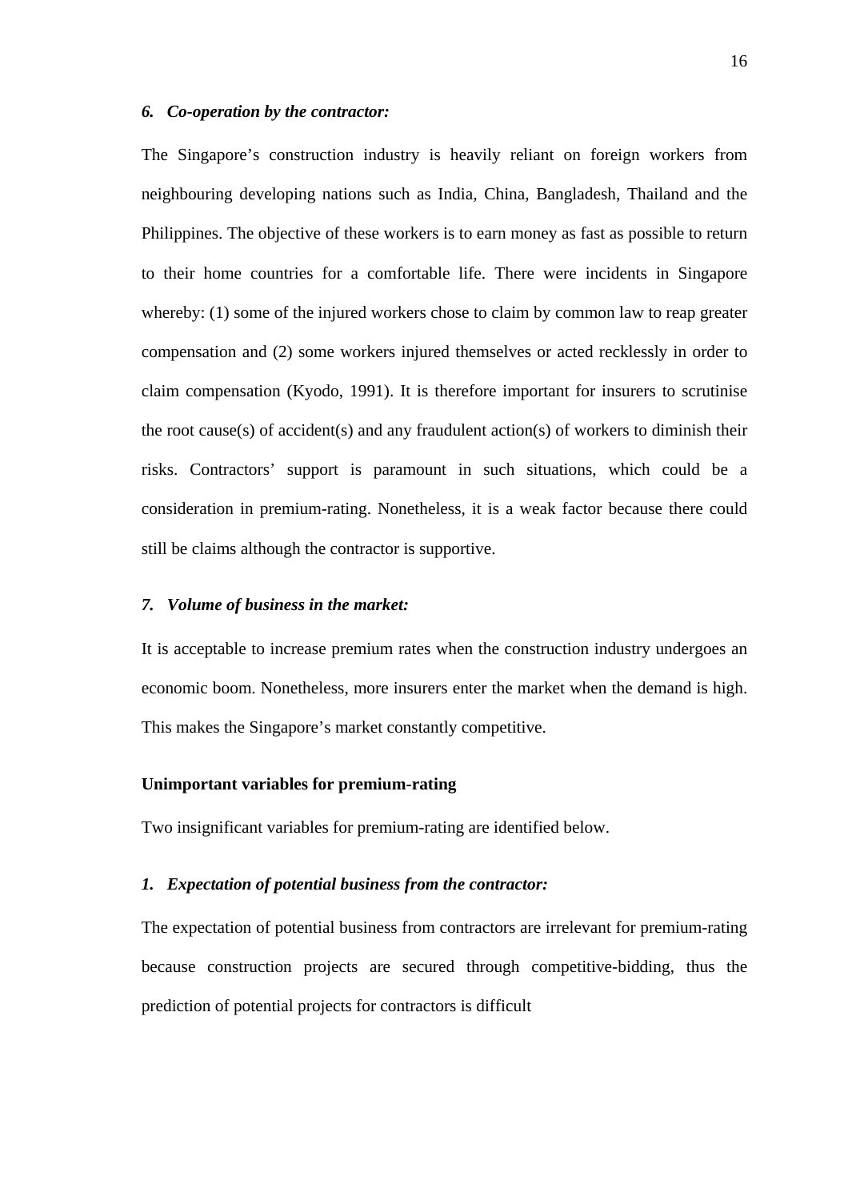***6. Co-operation by the contractor:***

The Singapore's construction industry is heavily reliant on foreign workers from neighbouring developing nations such as India, China, Bangladesh, Thailand and the Philippines. The objective of these workers is to earn money as fast as possible to return to their home countries for a comfortable life. There were incidents in Singapore whereby: (1) some of the injured workers chose to claim by common law to reap greater compensation and (2) some workers injured themselves or acted recklessly in order to claim compensation (Kyodo, 1991). It is therefore important for insurers to scrutinise the root cause(s) of accident(s) and any fraudulent action(s) of workers to diminish their risks. Contractors' support is paramount in such situations, which could be a consideration in premium-rating. Nonetheless, it is a weak factor because there could still be claims although the contractor is supportive.

***7. Volume of business in the market:***

It is acceptable to increase premium rates when the construction industry undergoes an economic boom. Nonetheless, more insurers enter the market when the demand is high. This makes the Singapore's market constantly competitive.

**Unimportant variables for premium-rating**

Two insignificant variables for premium-rating are identified below.

***1. Expectation of potential business from the contractor:***

The expectation of potential business from contractors are irrelevant for premium-rating because construction projects are secured through competitive-bidding, thus the prediction of potential projects for contractors is difficult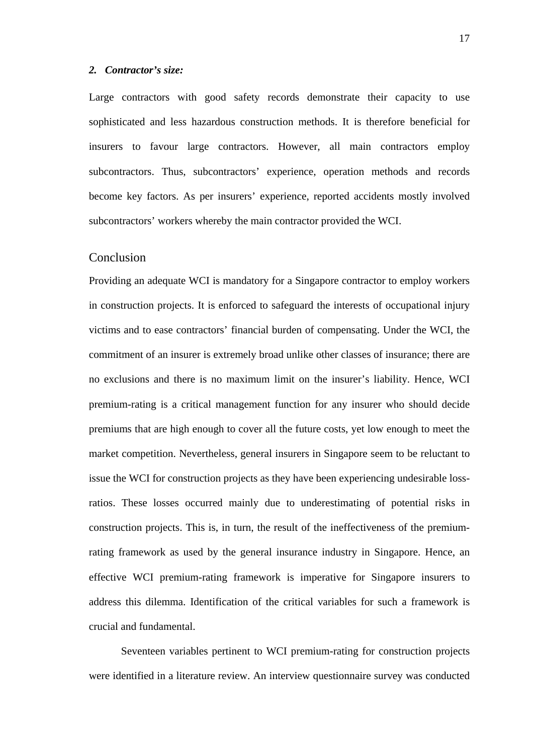***2. Contractor's size:***

Large contractors with good safety records demonstrate their capacity to use sophisticated and less hazardous construction methods. It is therefore beneficial for insurers to favour large contractors. However, all main contractors employ subcontractors. Thus, subcontractors' experience, operation methods and records become key factors. As per insurers' experience, reported accidents mostly involved subcontractors' workers whereby the main contractor provided the WCI.

## Conclusion

Providing an adequate WCI is mandatory for a Singapore contractor to employ workers in construction projects. It is enforced to safeguard the interests of occupational injury victims and to ease contractors' financial burden of compensating. Under the WCI, the commitment of an insurer is extremely broad unlike other classes of insurance; there are no exclusions and there is no maximum limit on the insurer's liability. Hence, WCI premium-rating is a critical management function for any insurer who should decide premiums that are high enough to cover all the future costs, yet low enough to meet the market competition. Nevertheless, general insurers in Singapore seem to be reluctant to issue the WCI for construction projects as they have been experiencing undesirable loss-ratios. These losses occurred mainly due to underestimating of potential risks in construction projects. This is, in turn, the result of the ineffectiveness of the premium-rating framework as used by the general insurance industry in Singapore. Hence, an effective WCI premium-rating framework is imperative for Singapore insurers to address this dilemma. Identification of the critical variables for such a framework is crucial and fundamental.

Seventeen variables pertinent to WCI premium-rating for construction projects were identified in a literature review. An interview questionnaire survey was conducted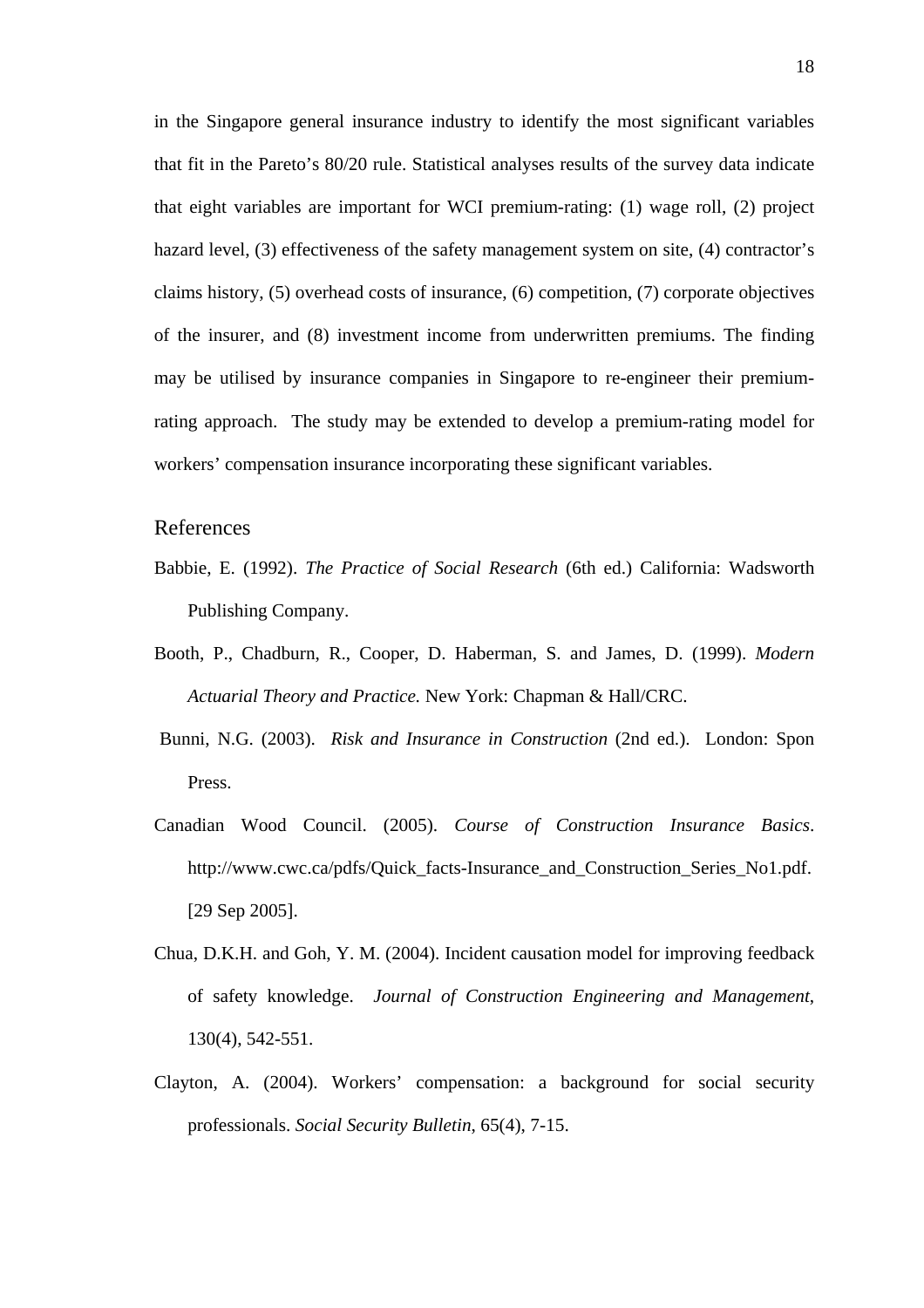in the Singapore general insurance industry to identify the most significant variables that fit in the Pareto's 80/20 rule. Statistical analyses results of the survey data indicate that eight variables are important for WCI premium-rating: (1) wage roll, (2) project hazard level, (3) effectiveness of the safety management system on site, (4) contractor's claims history, (5) overhead costs of insurance, (6) competition, (7) corporate objectives of the insurer, and (8) investment income from underwritten premiums. The finding may be utilised by insurance companies in Singapore to re-engineer their premium-rating approach. The study may be extended to develop a premium-rating model for workers' compensation insurance incorporating these significant variables.

## References

Babbie, E. (1992). *The Practice of Social Research* (6th ed.) California: Wadsworth Publishing Company.

Booth, P., Chadburn, R., Cooper, D. Haberman, S. and James, D. (1999). *Modern Actuarial Theory and Practice.* New York: Chapman & Hall/CRC.

Bunni, N.G. (2003). *Risk and Insurance in Construction* (2nd ed.). London: Spon Press.

Canadian Wood Council. (2005). *Course of Construction Insurance Basics*. http://www.cwc.ca/pdfs/Quick_facts-Insurance_and_Construction_Series_No1.pdf. [29 Sep 2005].

Chua, D.K.H. and Goh, Y. M. (2004). Incident causation model for improving feedback of safety knowledge. *Journal of Construction Engineering and Management*, 130(4), 542-551.

Clayton, A. (2004). Workers' compensation: a background for social security professionals. *Social Security Bulletin*, 65(4), 7-15.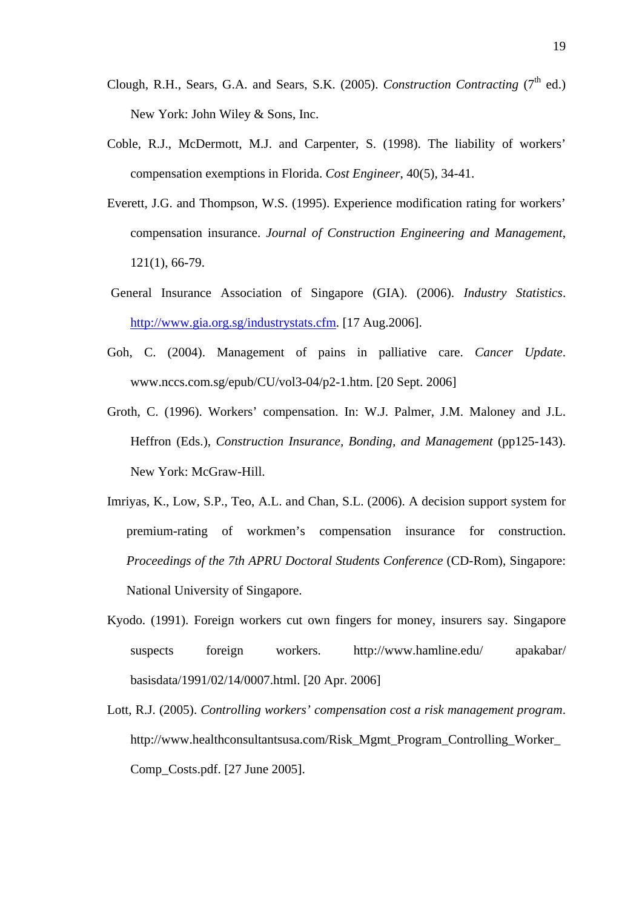Clough, R.H., Sears, G.A. and Sears, S.K. (2005). *Construction Contracting* (7th ed.) New York: John Wiley & Sons, Inc.

Coble, R.J., McDermott, M.J. and Carpenter, S. (1998). The liability of workers' compensation exemptions in Florida. *Cost Engineer*, 40(5), 34-41.

Everett, J.G. and Thompson, W.S. (1995). Experience modification rating for workers' compensation insurance. *Journal of Construction Engineering and Management*, 121(1), 66-79.

General Insurance Association of Singapore (GIA). (2006). *Industry Statistics*. http://www.gia.org.sg/industrystats.cfm. [17 Aug.2006].

Goh, C. (2004). Management of pains in palliative care. *Cancer Update*. www.nccs.com.sg/epub/CU/vol3-04/p2-1.htm. [20 Sept. 2006]

Groth, C. (1996). Workers' compensation. In: W.J. Palmer, J.M. Maloney and J.L. Heffron (Eds.), *Construction Insurance, Bonding, and Management* (pp125-143). New York: McGraw-Hill.

Imriyas, K., Low, S.P., Teo, A.L. and Chan, S.L. (2006). A decision support system for premium-rating of workmen's compensation insurance for construction. *Proceedings of the 7th APRU Doctoral Students Conference* (CD-Rom), Singapore: National University of Singapore.

Kyodo. (1991). Foreign workers cut own fingers for money, insurers say. Singapore suspects foreign workers. http://www.hamline.edu/ apakabar/ basisdata/1991/02/14/0007.html. [20 Apr. 2006]

Lott, R.J. (2005). *Controlling workers' compensation cost a risk management program*. http://www.healthconsultantsusa.com/Risk_Mgmt_Program_Controlling_Worker_Comp_Costs.pdf. [27 June 2005].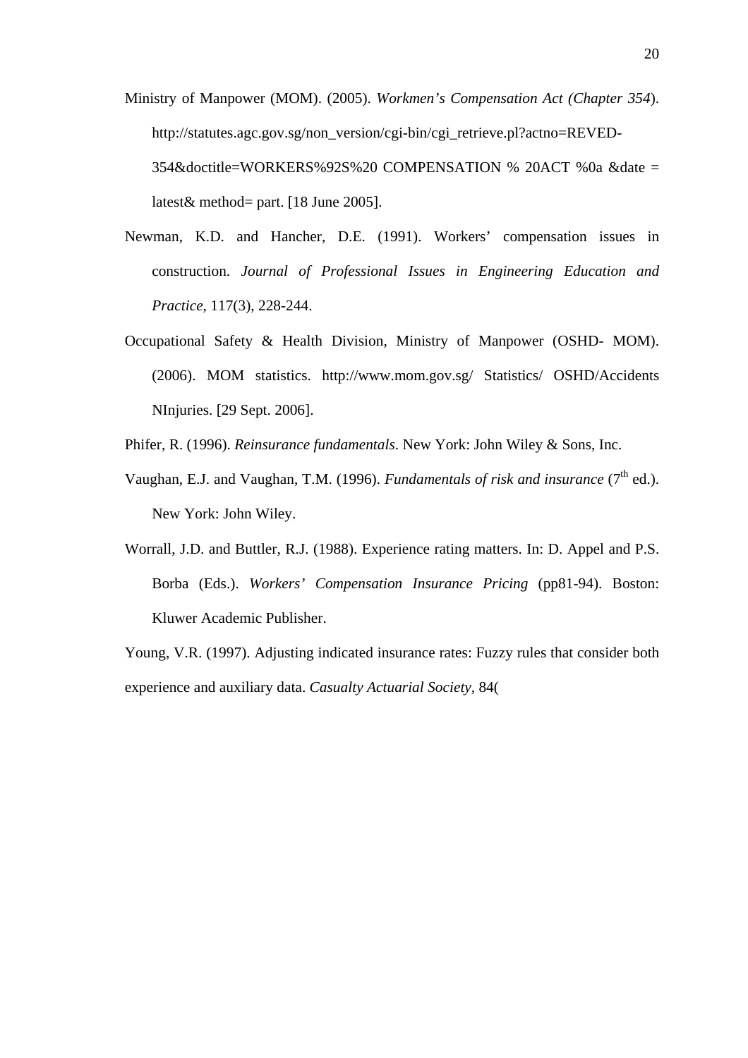Ministry of Manpower (MOM). (2005). *Workmen's Compensation Act (Chapter 354)*. http://statutes.agc.gov.sg/non_version/cgi-bin/cgi_retrieve.pl?actno=REVED-354&doctitle=WORKERS%92S%20 COMPENSATION % 20ACT %0a &date = latest& method= part. [18 June 2005].

Newman, K.D. and Hancher, D.E. (1991). Workers' compensation issues in construction. *Journal of Professional Issues in Engineering Education and Practice*, 117(3), 228-244.

Occupational Safety & Health Division, Ministry of Manpower (OSHD- MOM). (2006). MOM statistics. http://www.mom.gov.sg/ Statistics/ OSHD/Accidents NInjuries. [29 Sept. 2006].

Phifer, R. (1996). *Reinsurance fundamentals*. New York: John Wiley & Sons, Inc.

Vaughan, E.J. and Vaughan, T.M. (1996). *Fundamentals of risk and insurance* (7th ed.). New York: John Wiley.

Worrall, J.D. and Buttler, R.J. (1988). Experience rating matters. In: D. Appel and P.S. Borba (Eds.). *Workers' Compensation Insurance Pricing* (pp81-94). Boston: Kluwer Academic Publisher.

Young, V.R. (1997). Adjusting indicated insurance rates: Fuzzy rules that consider both experience and auxiliary data. *Casualty Actuarial Society*, 84(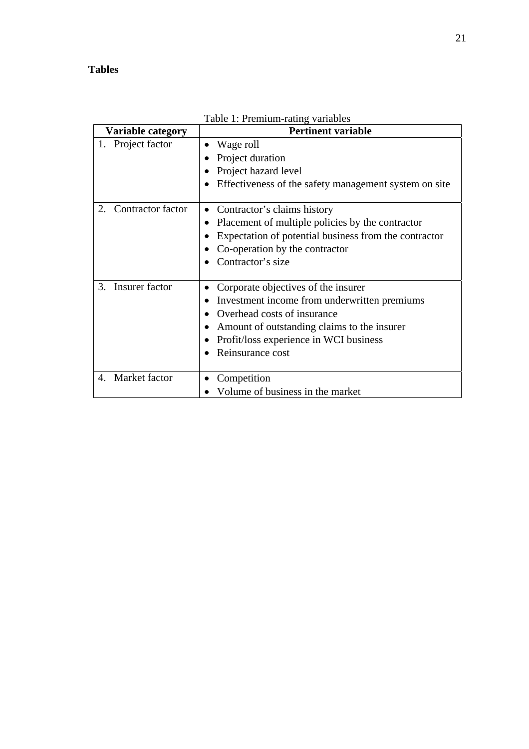**Tables**

Table 1: Premium-rating variables

| Variable category | Pertinent variable |
|---|---|
| 1. Project factor | • Wage roll<br>• Project duration<br>• Project hazard level<br>• Effectiveness of the safety management system on site |
| 2. Contractor factor | • Contractor’s claims history<br>• Placement of multiple policies by the contractor<br>• Expectation of potential business from the contractor<br>• Co-operation by the contractor<br>• Contractor’s size |
| 3. Insurer factor | • Corporate objectives of the insurer<br>• Investment income from underwritten premiums<br>• Overhead costs of insurance<br>• Amount of outstanding claims to the insurer<br>• Profit/loss experience in WCI business<br>• Reinsurance cost |
| 4. Market factor | • Competition<br>• Volume of business in the market |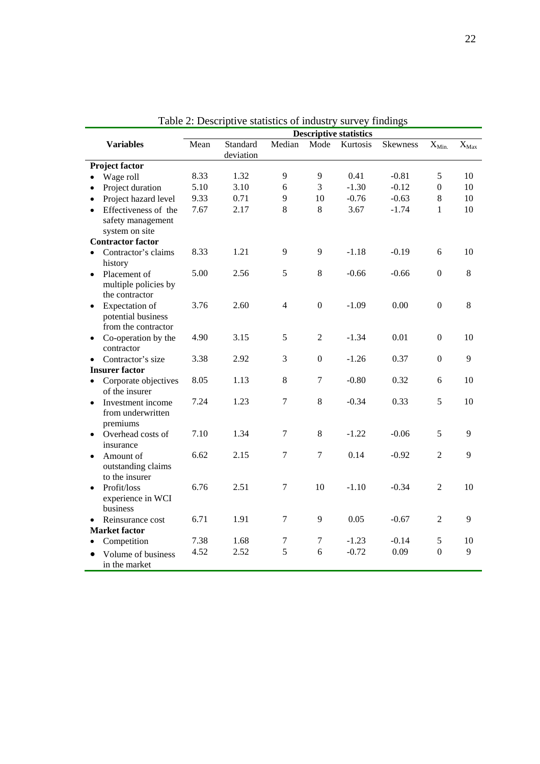Table 2: Descriptive statistics of industry survey findings

| Variables | Descriptive statistics | | | | | | | |
|---|---|---|---|---|---|---|---|---|
| | Mean | Standard deviation | Median | Mode | Kurtosis | Skewness | $X_{Min.}$ | $X_{Max}$ |
| **Project factor** | | | | | | | | |
| • Wage roll | 8.33 | 1.32 | 9 | 9 | 0.41 | -0.81 | 5 | 10 |
| • Project duration | 5.10 | 3.10 | 6 | 3 | -1.30 | -0.12 | 0 | 10 |
| • Project hazard level | 9.33 | 0.71 | 9 | 10 | -0.76 | -0.63 | 8 | 10 |
| • Effectiveness of the safety management system on site | 7.67 | 2.17 | 8 | 8 | 3.67 | -1.74 | 1 | 10 |
| **Contractor factor** | | | | | | | | |
| • Contractor's claims history | 8.33 | 1.21 | 9 | 9 | -1.18 | -0.19 | 6 | 10 |
| • Placement of multiple policies by the contractor | 5.00 | 2.56 | 5 | 8 | -0.66 | -0.66 | 0 | 8 |
| • Expectation of potential business from the contractor | 3.76 | 2.60 | 4 | 0 | -1.09 | 0.00 | 0 | 8 |
| • Co-operation by the contractor | 4.90 | 3.15 | 5 | 2 | -1.34 | 0.01 | 0 | 10 |
| • Contractor's size | 3.38 | 2.92 | 3 | 0 | -1.26 | 0.37 | 0 | 9 |
| **Insurer factor** | | | | | | | | |
| • Corporate objectives of the insurer | 8.05 | 1.13 | 8 | 7 | -0.80 | 0.32 | 6 | 10 |
| • Investment income from underwritten premiums | 7.24 | 1.23 | 7 | 8 | -0.34 | 0.33 | 5 | 10 |
| • Overhead costs of insurance | 7.10 | 1.34 | 7 | 8 | -1.22 | -0.06 | 5 | 9 |
| • Amount of outstanding claims to the insurer | 6.62 | 2.15 | 7 | 7 | 0.14 | -0.92 | 2 | 9 |
| • Profit/loss experience in WCI business | 6.76 | 2.51 | 7 | 10 | -1.10 | -0.34 | 2 | 10 |
| • Reinsurance cost | 6.71 | 1.91 | 7 | 9 | 0.05 | -0.67 | 2 | 9 |
| **Market factor** | | | | | | | | |
| • Competition | 7.38 | 1.68 | 7 | 7 | -1.23 | -0.14 | 5 | 10 |
| • Volume of business in the market | 4.52 | 2.52 | 5 | 6 | -0.72 | 0.09 | 0 | 9 |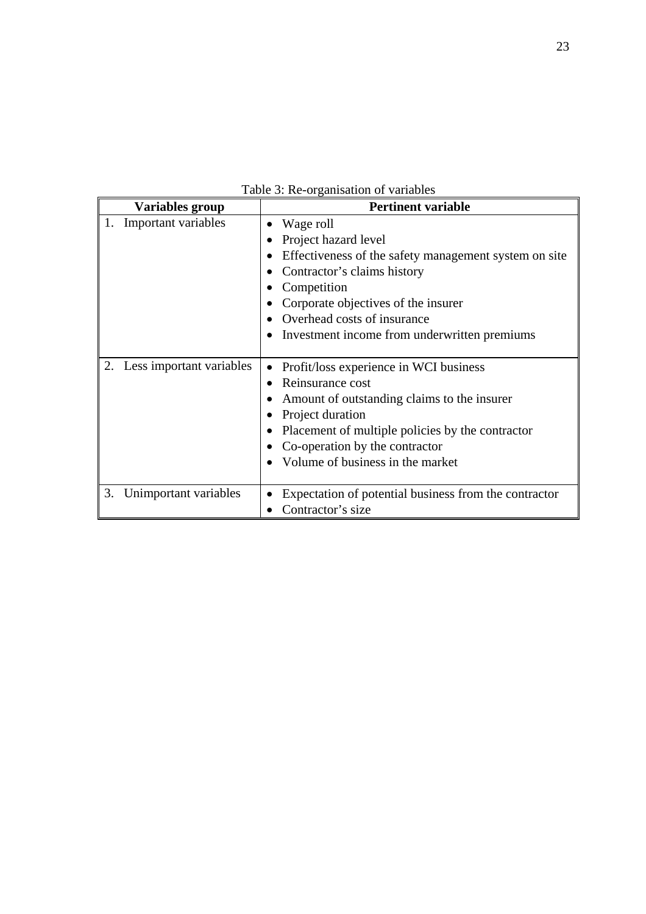Table 3: Re-organisation of variables

| Variables group | Pertinent variable |
| --- | --- |
| 1. Important variables | • Wage roll<br>• Project hazard level<br>• Effectiveness of the safety management system on site<br>• Contractor's claims history<br>• Competition<br>• Corporate objectives of the insurer<br>• Overhead costs of insurance<br>• Investment income from underwritten premiums |
| 2. Less important variables | • Profit/loss experience in WCI business<br>• Reinsurance cost<br>• Amount of outstanding claims to the insurer<br>• Project duration<br>• Placement of multiple policies by the contractor<br>• Co-operation by the contractor<br>• Volume of business in the market |
| 3. Unimportant variables | • Expectation of potential business from the contractor<br>• Contractor's size |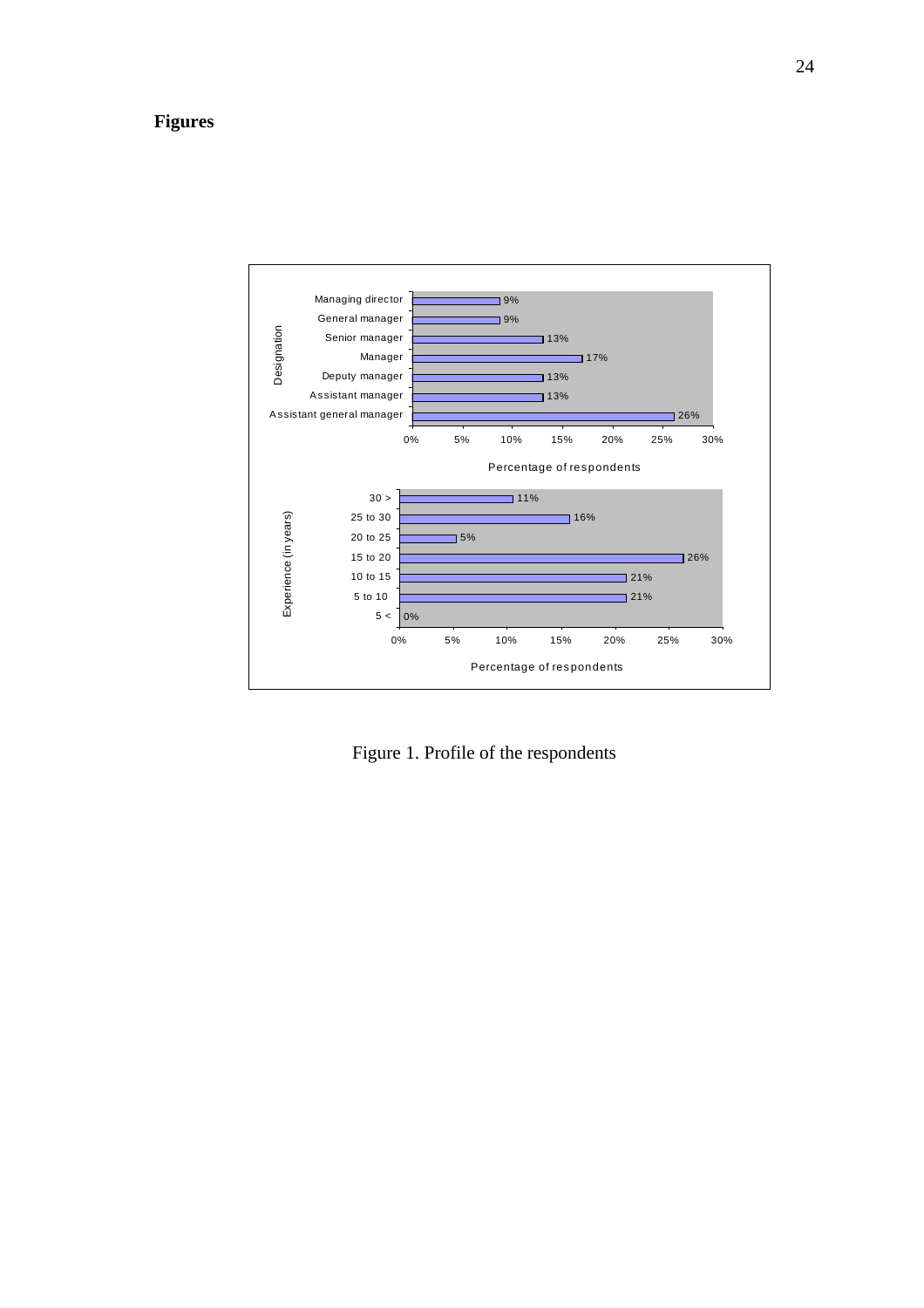# Figures

| Designation | Percentage of respondents |
|---|---|
| Managing director | 9% |
| General manager | 9% |
| Senior manager | 13% |
| Manager | 17% |
| Deputy manager | 13% |
| Assistant manager | 13% |
| Assistant general manager | 26% |

| Experience (in years) | Percentage of respondents |
|---|---|
| 30 > | 11% |
| 25 to 30 | 16% |
| 20 to 25 | 5% |
| 15 to 20 | 26% |
| 10 to 15 | 21% |
| 5 to 10 | 21% |
| 5 < | 0% |

Figure 1. Profile of the respondents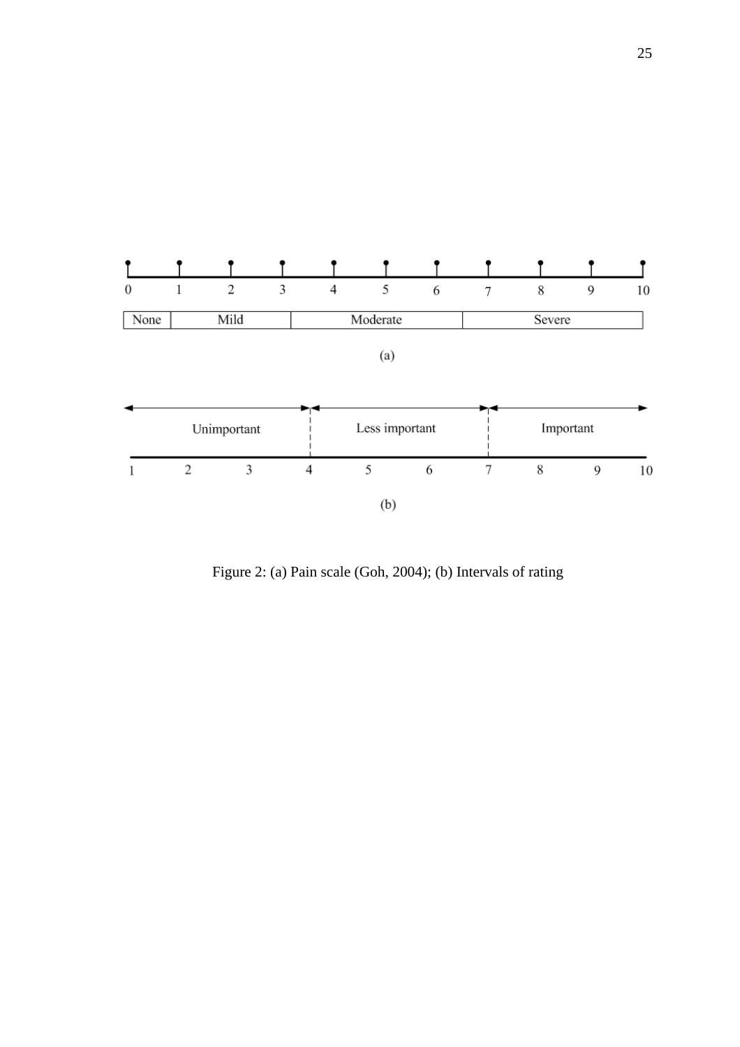0 1 2 3 4 5 6 7 8 9 10

None Mild Moderate Severe

(a)

Unimportant Less important Important

1 2 3 4 5 6 7 8 9 10

(b)

Figure 2: (a) Pain scale (Goh, 2004); (b) Intervals of rating